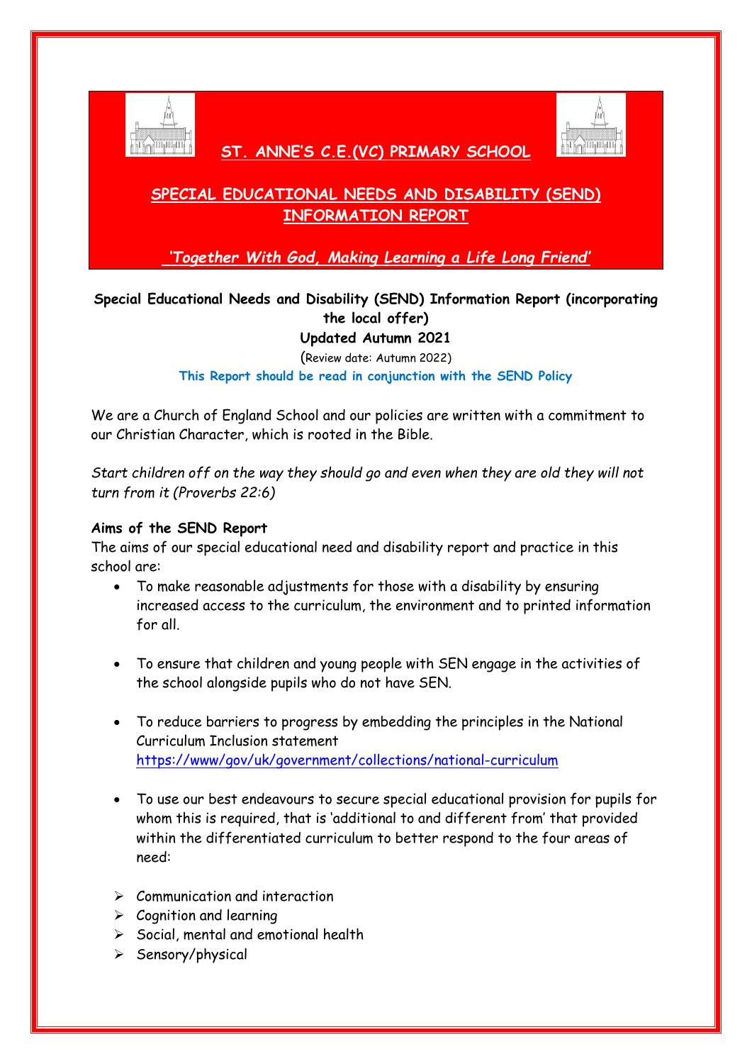# ST. ANNE'S C.E.(VC) PRIMARY SCHOOL

## SPECIAL EDUCATIONAL NEEDS AND DISABILITY (SEND) INFORMATION REPORT

*'Together With God, Making Learning a Life Long Friend'*

**Special Educational Needs and Disability (SEND) Information Report (incorporating the local offer)**

**Updated Autumn 2021**

(Review date: Autumn 2022)

**This Report should be read in conjunction with the SEND Policy**

We are a Church of England School and our policies are written with a commitment to our Christian Character, which is rooted in the Bible.

*Start children off on the way they should go and even when they are old they will not turn from it (Proverbs 22:6)*

**Aims of the SEND Report**

The aims of our special educational need and disability report and practice in this school are:

- To make reasonable adjustments for those with a disability by ensuring increased access to the curriculum, the environment and to printed information for all.

- To ensure that children and young people with SEN engage in the activities of the school alongside pupils who do not have SEN.

- To reduce barriers to progress by embedding the principles in the National Curriculum Inclusion statement https://www/gov/uk/government/collections/national-curriculum

- To use our best endeavours to secure special educational provision for pupils for whom this is required, that is 'additional to and different from' that provided within the differentiated curriculum to better respond to the four areas of need:

  - Communication and interaction
  - Cognition and learning
  - Social, mental and emotional health
  - Sensory/physical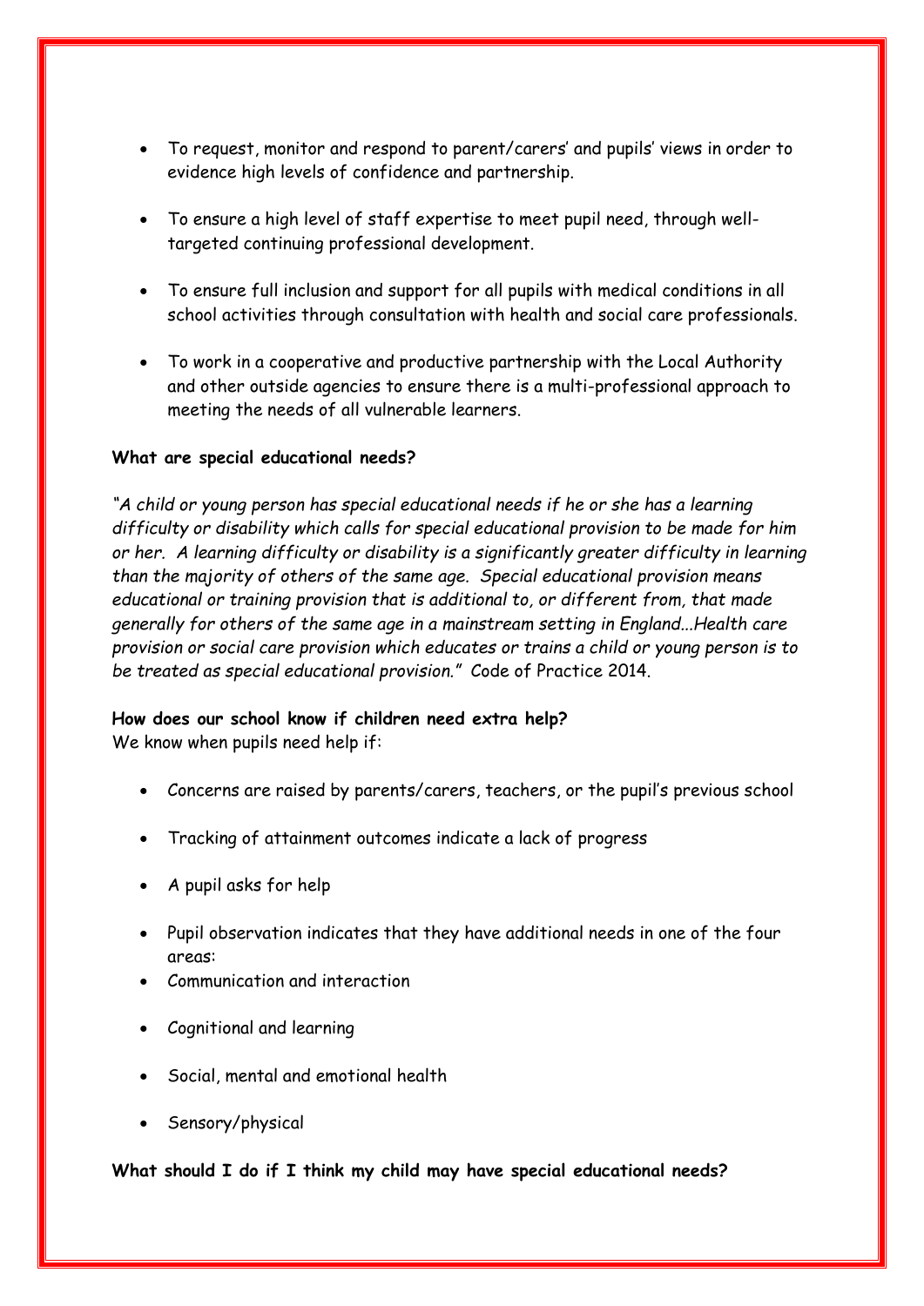- To request, monitor and respond to parent/carers' and pupils' views in order to evidence high levels of confidence and partnership.
- To ensure a high level of staff expertise to meet pupil need, through well-targeted continuing professional development.
- To ensure full inclusion and support for all pupils with medical conditions in all school activities through consultation with health and social care professionals.
- To work in a cooperative and productive partnership with the Local Authority and other outside agencies to ensure there is a multi-professional approach to meeting the needs of all vulnerable learners.

**What are special educational needs?**

*"A child or young person has special educational needs if he or she has a learning difficulty or disability which calls for special educational provision to be made for him or her. A learning difficulty or disability is a significantly greater difficulty in learning than the majority of others of the same age. Special educational provision means educational or training provision that is additional to, or different from, that made generally for others of the same age in a mainstream setting in England…Health care provision or social care provision which educates or trains a child or young person is to be treated as special educational provision."* Code of Practice 2014.

**How does our school know if children need extra help?**
We know when pupils need help if:

- Concerns are raised by parents/carers, teachers, or the pupil's previous school
- Tracking of attainment outcomes indicate a lack of progress
- A pupil asks for help
- Pupil observation indicates that they have additional needs in one of the four areas:
- Communication and interaction
- Cognitional and learning
- Social, mental and emotional health
- Sensory/physical

**What should I do if I think my child may have special educational needs?**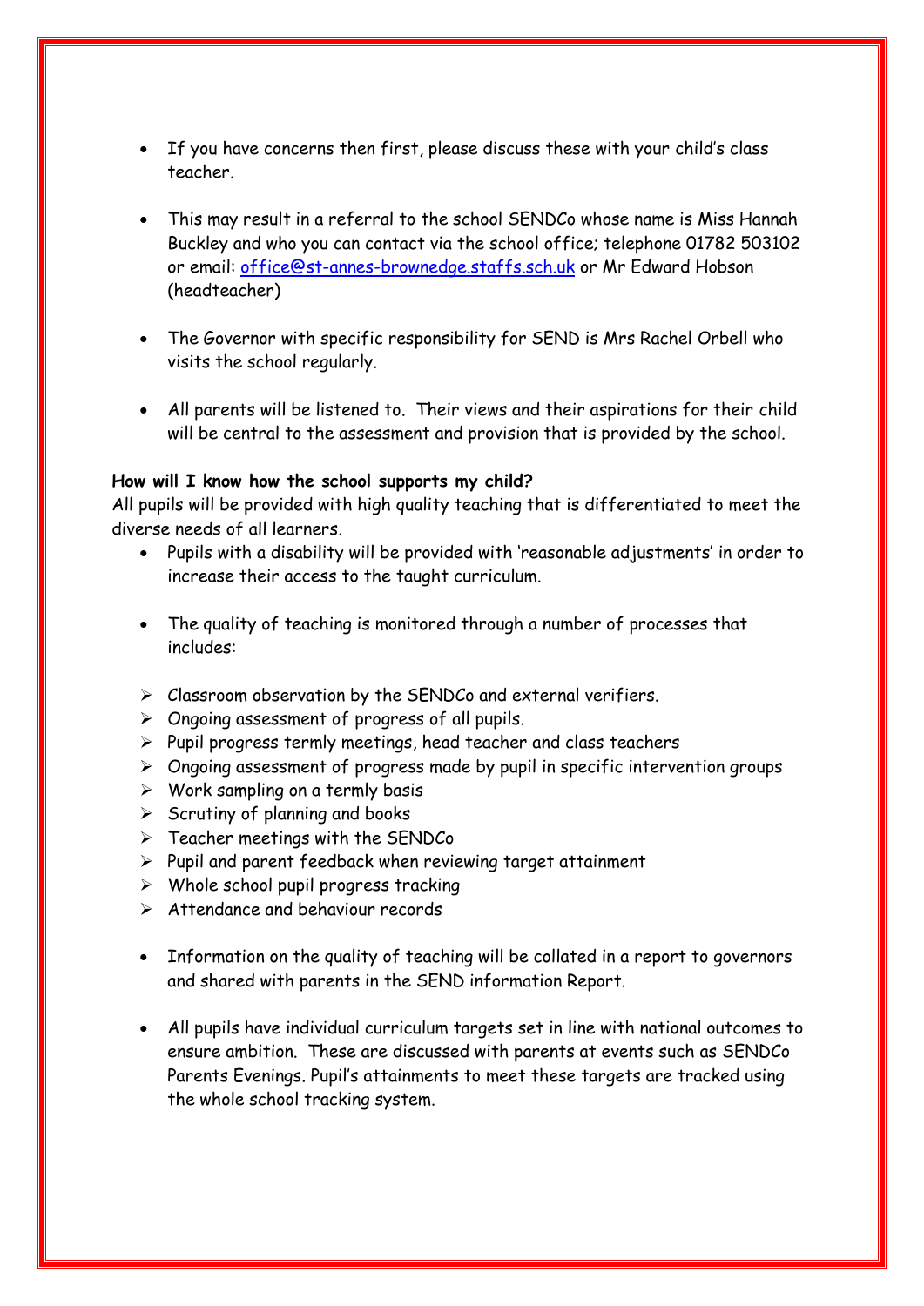- If you have concerns then first, please discuss these with your child's class teacher.

- This may result in a referral to the school SENDCo whose name is Miss Hannah Buckley and who you can contact via the school office; telephone 01782 503102 or email: office@st-annes-brownedge.staffs.sch.uk or Mr Edward Hobson (headteacher)

- The Governor with specific responsibility for SEND is Mrs Rachel Orbell who visits the school regularly.

- All parents will be listened to. Their views and their aspirations for their child will be central to the assessment and provision that is provided by the school.

**How will I know how the school supports my child?**

All pupils will be provided with high quality teaching that is differentiated to meet the diverse needs of all learners.

- Pupils with a disability will be provided with 'reasonable adjustments' in order to increase their access to the taught curriculum.

- The quality of teaching is monitored through a number of processes that includes:

  - Classroom observation by the SENDCo and external verifiers.
  - Ongoing assessment of progress of all pupils.
  - Pupil progress termly meetings, head teacher and class teachers
  - Ongoing assessment of progress made by pupil in specific intervention groups
  - Work sampling on a termly basis
  - Scrutiny of planning and books
  - Teacher meetings with the SENDCo
  - Pupil and parent feedback when reviewing target attainment
  - Whole school pupil progress tracking
  - Attendance and behaviour records

- Information on the quality of teaching will be collated in a report to governors and shared with parents in the SEND information Report.

- All pupils have individual curriculum targets set in line with national outcomes to ensure ambition. These are discussed with parents at events such as SENDCo Parents Evenings. Pupil's attainments to meet these targets are tracked using the whole school tracking system.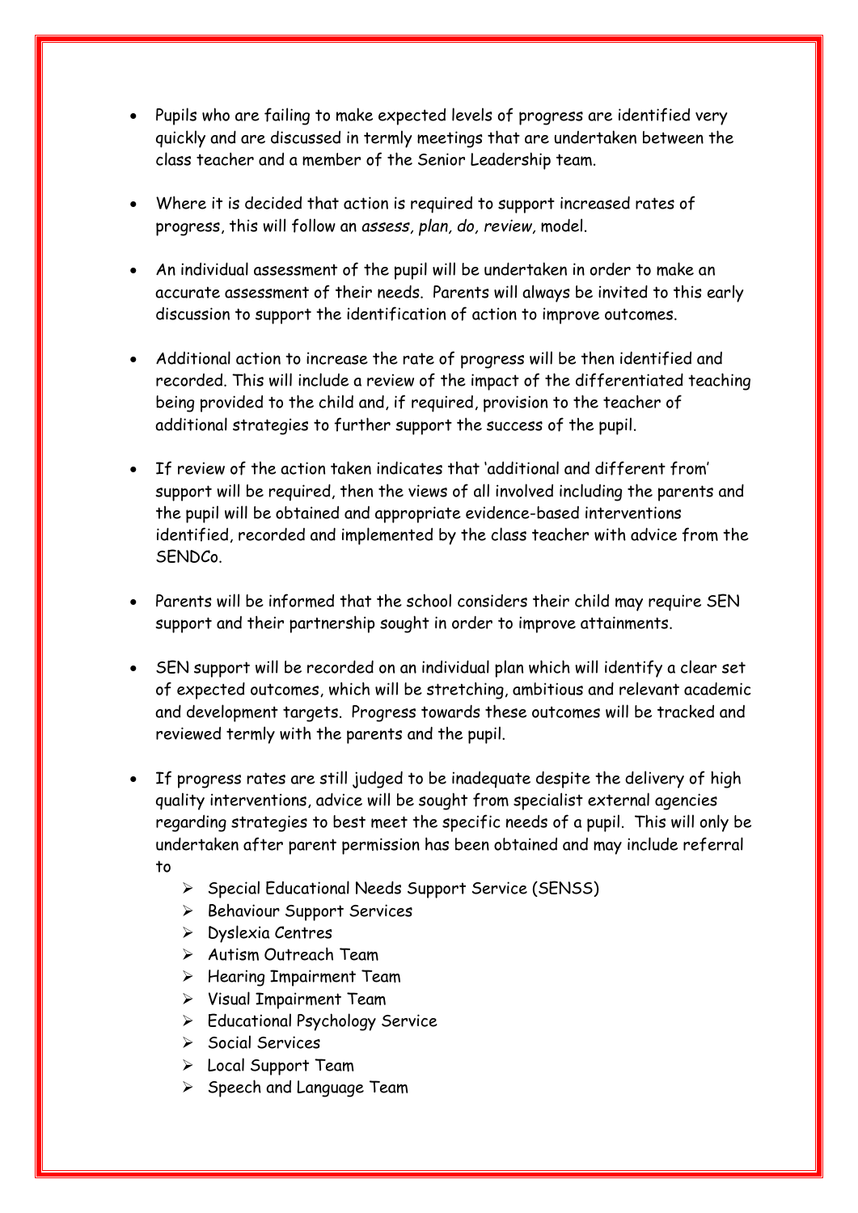- Pupils who are failing to make expected levels of progress are identified very quickly and are discussed in termly meetings that are undertaken between the class teacher and a member of the Senior Leadership team.

- Where it is decided that action is required to support increased rates of progress, this will follow an *assess, plan, do, review,* model.

- An individual assessment of the pupil will be undertaken in order to make an accurate assessment of their needs. Parents will always be invited to this early discussion to support the identification of action to improve outcomes.

- Additional action to increase the rate of progress will be then identified and recorded. This will include a review of the impact of the differentiated teaching being provided to the child and, if required, provision to the teacher of additional strategies to further support the success of the pupil.

- If review of the action taken indicates that 'additional and different from' support will be required, then the views of all involved including the parents and the pupil will be obtained and appropriate evidence-based interventions identified, recorded and implemented by the class teacher with advice from the SENDCo.

- Parents will be informed that the school considers their child may require SEN support and their partnership sought in order to improve attainments.

- SEN support will be recorded on an individual plan which will identify a clear set of expected outcomes, which will be stretching, ambitious and relevant academic and development targets. Progress towards these outcomes will be tracked and reviewed termly with the parents and the pupil.

- If progress rates are still judged to be inadequate despite the delivery of high quality interventions, advice will be sought from specialist external agencies regarding strategies to best meet the specific needs of a pupil. This will only be undertaken after parent permission has been obtained and may include referral to
  - Special Educational Needs Support Service (SENSS)
  - Behaviour Support Services
  - Dyslexia Centres
  - Autism Outreach Team
  - Hearing Impairment Team
  - Visual Impairment Team
  - Educational Psychology Service
  - Social Services
  - Local Support Team
  - Speech and Language Team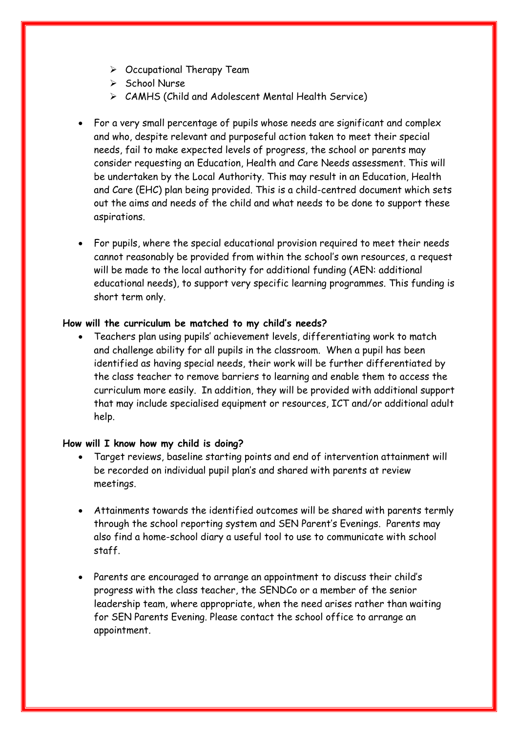- Occupational Therapy Team
- School Nurse
- CAMHS (Child and Adolescent Mental Health Service)

- For a very small percentage of pupils whose needs are significant and complex and who, despite relevant and purposeful action taken to meet their special needs, fail to make expected levels of progress, the school or parents may consider requesting an Education, Health and Care Needs assessment. This will be undertaken by the Local Authority. This may result in an Education, Health and Care (EHC) plan being provided. This is a child-centred document which sets out the aims and needs of the child and what needs to be done to support these aspirations.

- For pupils, where the special educational provision required to meet their needs cannot reasonably be provided from within the school's own resources, a request will be made to the local authority for additional funding (AEN: additional educational needs), to support very specific learning programmes. This funding is short term only.

**How will the curriculum be matched to my child's needs?**

- Teachers plan using pupils' achievement levels, differentiating work to match and challenge ability for all pupils in the classroom. When a pupil has been identified as having special needs, their work will be further differentiated by the class teacher to remove barriers to learning and enable them to access the curriculum more easily. In addition, they will be provided with additional support that may include specialised equipment or resources, ICT and/or additional adult help.

**How will I know how my child is doing?**

- Target reviews, baseline starting points and end of intervention attainment will be recorded on individual pupil plan's and shared with parents at review meetings.

- Attainments towards the identified outcomes will be shared with parents termly through the school reporting system and SEN Parent's Evenings. Parents may also find a home-school diary a useful tool to use to communicate with school staff.

- Parents are encouraged to arrange an appointment to discuss their child's progress with the class teacher, the SENDCo or a member of the senior leadership team, where appropriate, when the need arises rather than waiting for SEN Parents Evening. Please contact the school office to arrange an appointment.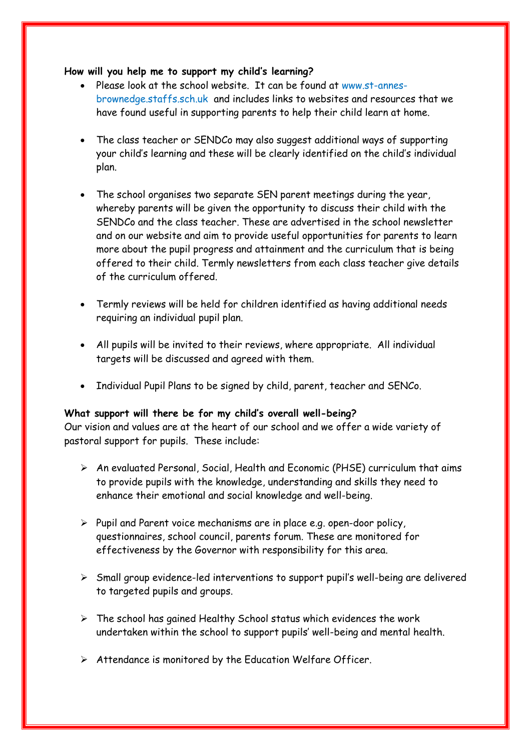**How will you help me to support my child's learning?**

- Please look at the school website. It can be found at www.st-annes-brownedge.staffs.sch.uk and includes links to websites and resources that we have found useful in supporting parents to help their child learn at home.

- The class teacher or SENDCo may also suggest additional ways of supporting your child's learning and these will be clearly identified on the child's individual plan.

- The school organises two separate SEN parent meetings during the year, whereby parents will be given the opportunity to discuss their child with the SENDCo and the class teacher. These are advertised in the school newsletter and on our website and aim to provide useful opportunities for parents to learn more about the pupil progress and attainment and the curriculum that is being offered to their child. Termly newsletters from each class teacher give details of the curriculum offered.

- Termly reviews will be held for children identified as having additional needs requiring an individual pupil plan.

- All pupils will be invited to their reviews, where appropriate. All individual targets will be discussed and agreed with them.

- Individual Pupil Plans to be signed by child, parent, teacher and SENCo.

**What support will there be for my child's overall well-being?**

Our vision and values are at the heart of our school and we offer a wide variety of pastoral support for pupils. These include:

- An evaluated Personal, Social, Health and Economic (PHSE) curriculum that aims to provide pupils with the knowledge, understanding and skills they need to enhance their emotional and social knowledge and well-being.

- Pupil and Parent voice mechanisms are in place e.g. open-door policy, questionnaires, school council, parents forum. These are monitored for effectiveness by the Governor with responsibility for this area.

- Small group evidence-led interventions to support pupil's well-being are delivered to targeted pupils and groups.

- The school has gained Healthy School status which evidences the work undertaken within the school to support pupils' well-being and mental health.

- Attendance is monitored by the Education Welfare Officer.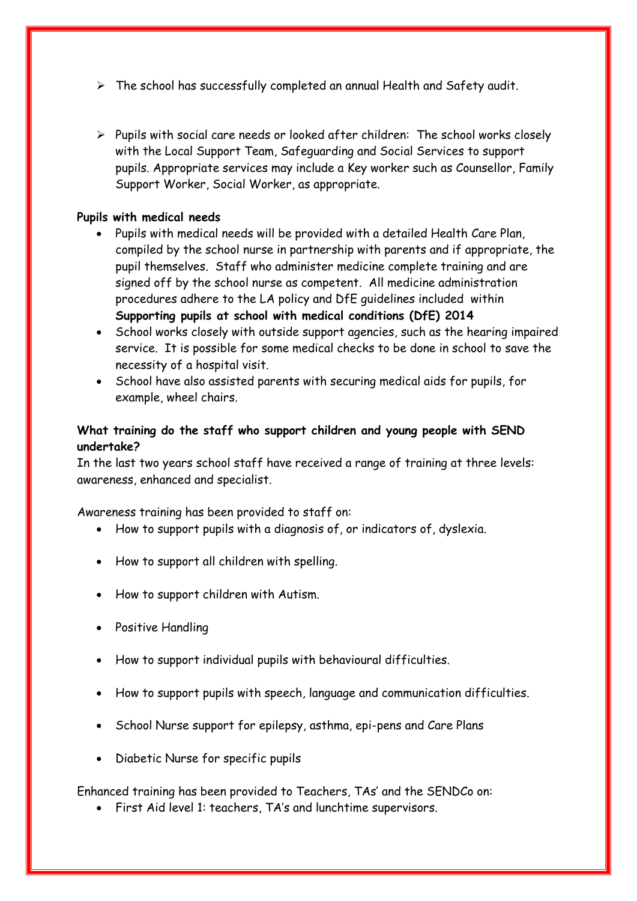- The school has successfully completed an annual Health and Safety audit.

- Pupils with social care needs or looked after children: The school works closely with the Local Support Team, Safeguarding and Social Services to support pupils. Appropriate services may include a Key worker such as Counsellor, Family Support Worker, Social Worker, as appropriate.

**Pupils with medical needs**

- Pupils with medical needs will be provided with a detailed Health Care Plan, compiled by the school nurse in partnership with parents and if appropriate, the pupil themselves. Staff who administer medicine complete training and are signed off by the school nurse as competent. All medicine administration procedures adhere to the LA policy and DfE guidelines included within **Supporting pupils at school with medical conditions (DfE) 2014**
- School works closely with outside support agencies, such as the hearing impaired service. It is possible for some medical checks to be done in school to save the necessity of a hospital visit.
- School have also assisted parents with securing medical aids for pupils, for example, wheel chairs.

**What training do the staff who support children and young people with SEND undertake?**

In the last two years school staff have received a range of training at three levels: awareness, enhanced and specialist.

Awareness training has been provided to staff on:

- How to support pupils with a diagnosis of, or indicators of, dyslexia.
- How to support all children with spelling.
- How to support children with Autism.
- Positive Handling
- How to support individual pupils with behavioural difficulties.
- How to support pupils with speech, language and communication difficulties.
- School Nurse support for epilepsy, asthma, epi-pens and Care Plans
- Diabetic Nurse for specific pupils

Enhanced training has been provided to Teachers, TAs' and the SENDCo on:

- First Aid level 1: teachers, TA's and lunchtime supervisors.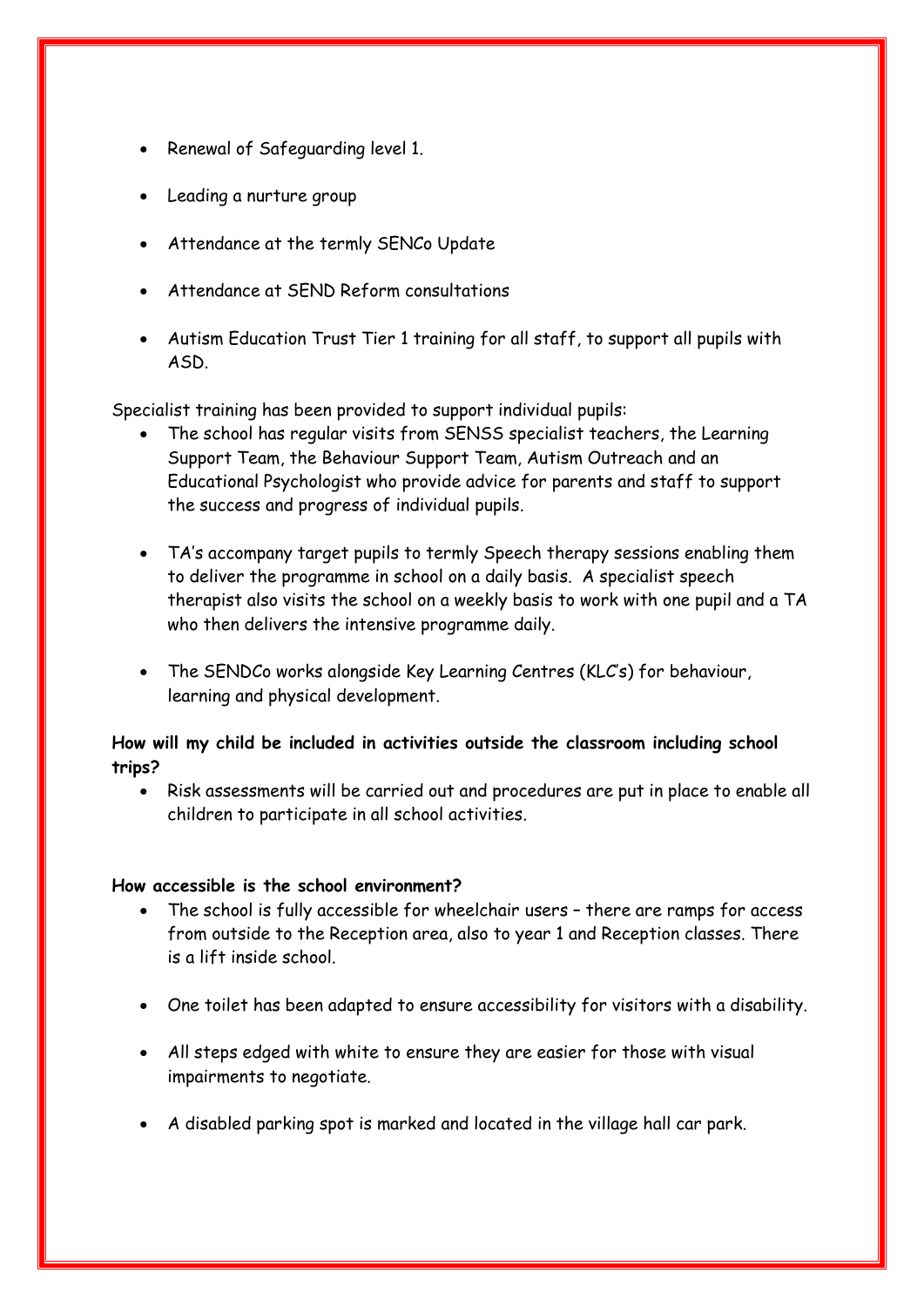- Renewal of Safeguarding level 1.
- Leading a nurture group
- Attendance at the termly SENCo Update
- Attendance at SEND Reform consultations
- Autism Education Trust Tier 1 training for all staff, to support all pupils with ASD.

Specialist training has been provided to support individual pupils:

- The school has regular visits from SENSS specialist teachers, the Learning Support Team, the Behaviour Support Team, Autism Outreach and an Educational Psychologist who provide advice for parents and staff to support the success and progress of individual pupils.
- TA's accompany target pupils to termly Speech therapy sessions enabling them to deliver the programme in school on a daily basis. A specialist speech therapist also visits the school on a weekly basis to work with one pupil and a TA who then delivers the intensive programme daily.
- The SENDCo works alongside Key Learning Centres (KLC's) for behaviour, learning and physical development.

**How will my child be included in activities outside the classroom including school trips?**

- Risk assessments will be carried out and procedures are put in place to enable all children to participate in all school activities.

**How accessible is the school environment?**

- The school is fully accessible for wheelchair users – there are ramps for access from outside to the Reception area, also to year 1 and Reception classes. There is a lift inside school.
- One toilet has been adapted to ensure accessibility for visitors with a disability.
- All steps edged with white to ensure they are easier for those with visual impairments to negotiate.
- A disabled parking spot is marked and located in the village hall car park.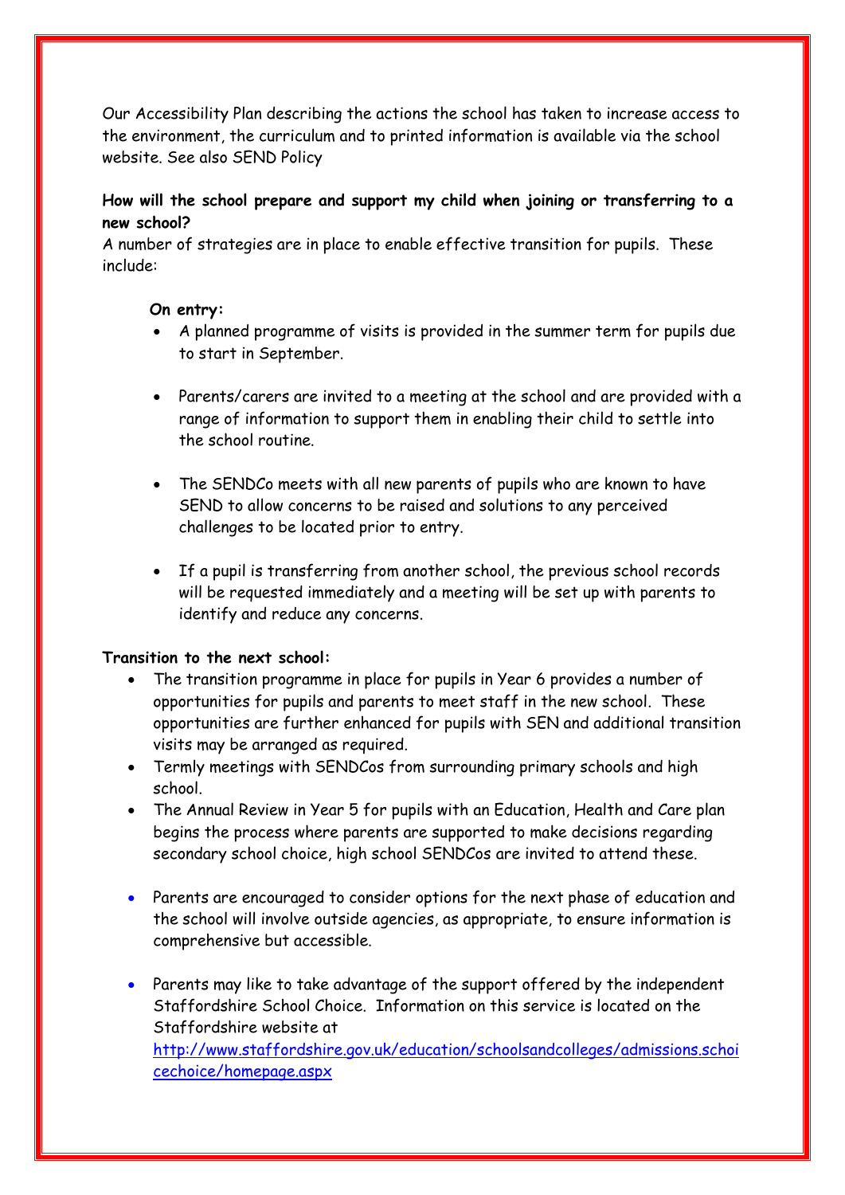Our Accessibility Plan describing the actions the school has taken to increase access to the environment, the curriculum and to printed information is available via the school website. See also SEND Policy

**How will the school prepare and support my child when joining or transferring to a new school?**

A number of strategies are in place to enable effective transition for pupils. These include:

**On entry:**

- A planned programme of visits is provided in the summer term for pupils due to start in September.
- Parents/carers are invited to a meeting at the school and are provided with a range of information to support them in enabling their child to settle into the school routine.
- The SENDCo meets with all new parents of pupils who are known to have SEND to allow concerns to be raised and solutions to any perceived challenges to be located prior to entry.
- If a pupil is transferring from another school, the previous school records will be requested immediately and a meeting will be set up with parents to identify and reduce any concerns.

**Transition to the next school:**

- The transition programme in place for pupils in Year 6 provides a number of opportunities for pupils and parents to meet staff in the new school. These opportunities are further enhanced for pupils with SEN and additional transition visits may be arranged as required.
- Termly meetings with SENDCos from surrounding primary schools and high school.
- The Annual Review in Year 5 for pupils with an Education, Health and Care plan begins the process where parents are supported to make decisions regarding secondary school choice, high school SENDCos are invited to attend these.
- Parents are encouraged to consider options for the next phase of education and the school will involve outside agencies, as appropriate, to ensure information is comprehensive but accessible.
- Parents may like to take advantage of the support offered by the independent Staffordshire School Choice. Information on this service is located on the Staffordshire website at http://www.staffordshire.gov.uk/education/schoolsandcolleges/admissions.schoicechoice/homepage.aspx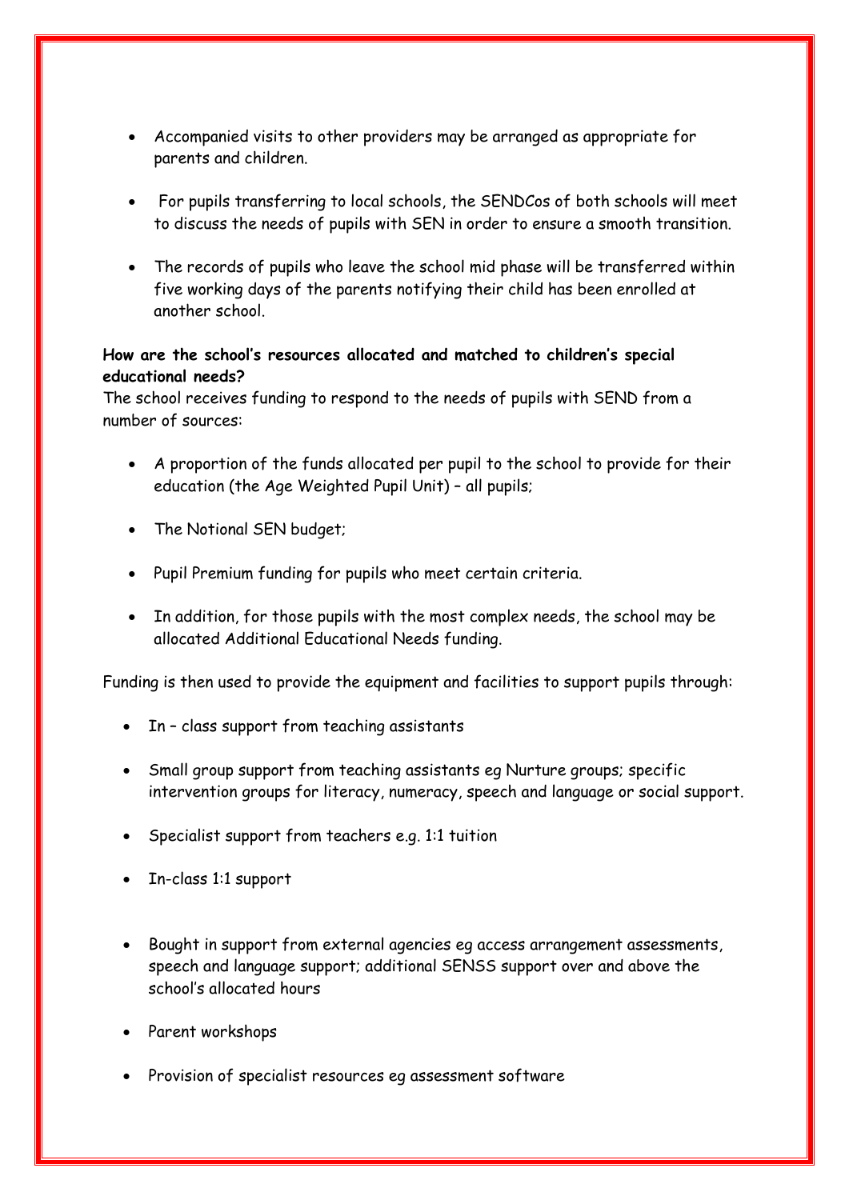- Accompanied visits to other providers may be arranged as appropriate for parents and children.

- For pupils transferring to local schools, the SENDCos of both schools will meet to discuss the needs of pupils with SEN in order to ensure a smooth transition.

- The records of pupils who leave the school mid phase will be transferred within five working days of the parents notifying their child has been enrolled at another school.

**How are the school's resources allocated and matched to children's special educational needs?**

The school receives funding to respond to the needs of pupils with SEND from a number of sources:

- A proportion of the funds allocated per pupil to the school to provide for their education (the Age Weighted Pupil Unit) – all pupils;

- The Notional SEN budget;

- Pupil Premium funding for pupils who meet certain criteria.

- In addition, for those pupils with the most complex needs, the school may be allocated Additional Educational Needs funding.

Funding is then used to provide the equipment and facilities to support pupils through:

- In – class support from teaching assistants

- Small group support from teaching assistants eg Nurture groups; specific intervention groups for literacy, numeracy, speech and language or social support.

- Specialist support from teachers e.g. 1:1 tuition

- In-class 1:1 support

- Bought in support from external agencies eg access arrangement assessments, speech and language support; additional SENSS support over and above the school's allocated hours

- Parent workshops

- Provision of specialist resources eg assessment software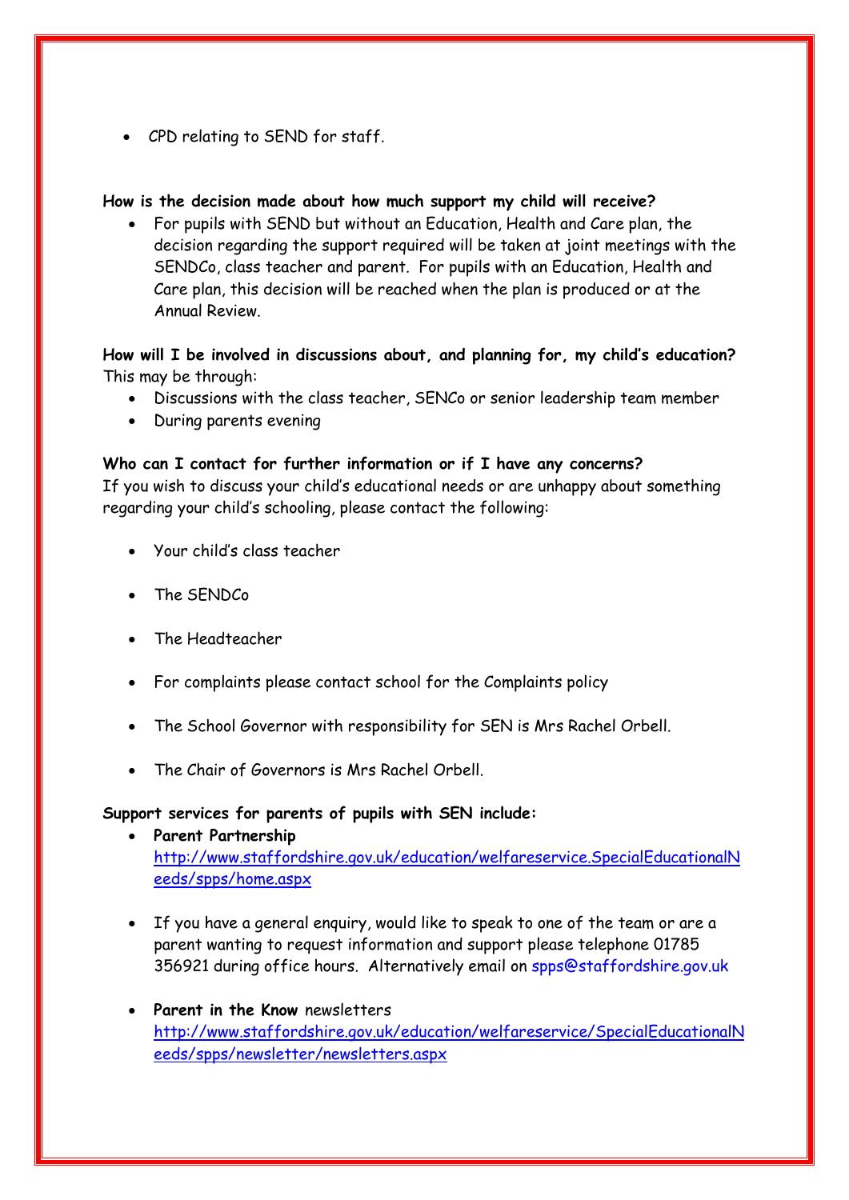- CPD relating to SEND for staff.

**How is the decision made about how much support my child will receive?**

- For pupils with SEND but without an Education, Health and Care plan, the decision regarding the support required will be taken at joint meetings with the SENDCo, class teacher and parent. For pupils with an Education, Health and Care plan, this decision will be reached when the plan is produced or at the Annual Review.

**How will I be involved in discussions about, and planning for, my child's education?**

This may be through:

- Discussions with the class teacher, SENCo or senior leadership team member
- During parents evening

**Who can I contact for further information or if I have any concerns?**

If you wish to discuss your child's educational needs or are unhappy about something regarding your child's schooling, please contact the following:

- Your child's class teacher
- The SENDCo
- The Headteacher
- For complaints please contact school for the Complaints policy
- The School Governor with responsibility for SEN is Mrs Rachel Orbell.
- The Chair of Governors is Mrs Rachel Orbell.

**Support services for parents of pupils with SEN include:**

- **Parent Partnership** http://www.staffordshire.gov.uk/education/welfareservice.SpecialEducationalNeeds/spps/home.aspx
- If you have a general enquiry, would like to speak to one of the team or are a parent wanting to request information and support please telephone 01785 356921 during office hours. Alternatively email on spps@staffordshire.gov.uk
- **Parent in the Know** newsletters http://www.staffordshire.gov.uk/education/welfareservice/SpecialEducationalNeeds/spps/newsletter/newsletters.aspx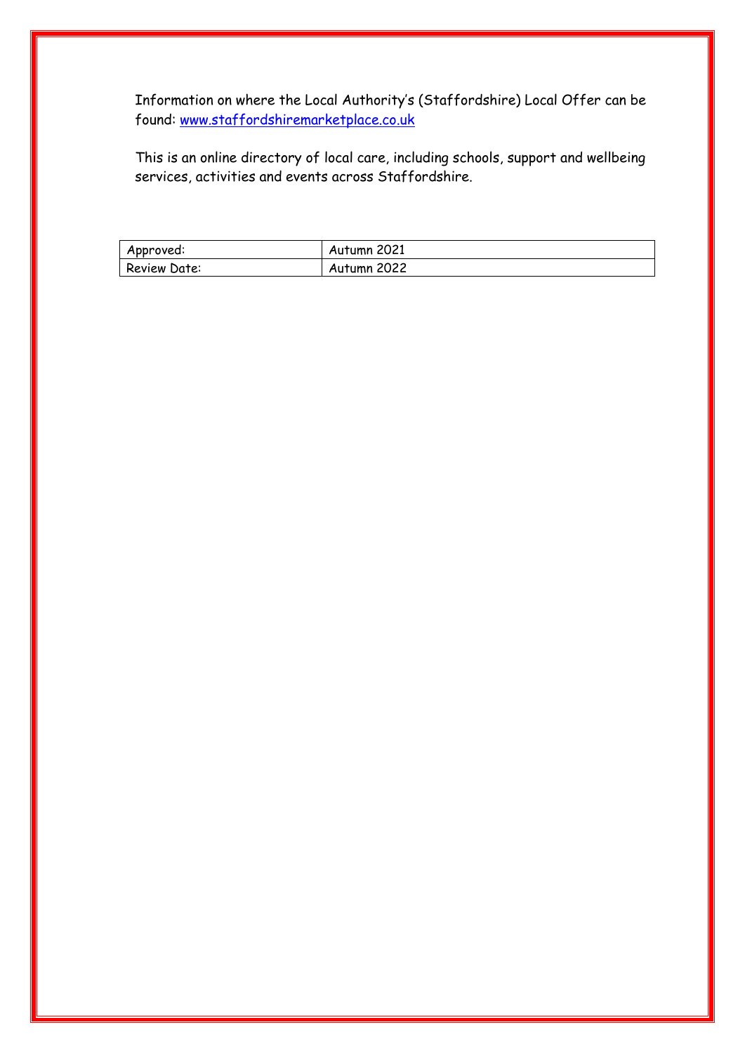Information on where the Local Authority's (Staffordshire) Local Offer can be found: [www.staffordshiremarketplace.co.uk](http://www.staffordshiremarketplace.co.uk)

This is an online directory of local care, including schools, support and wellbeing services, activities and events across Staffordshire.

| | |
|---|---|
| Approved: | Autumn 2021 |
| Review Date: | Autumn 2022 |